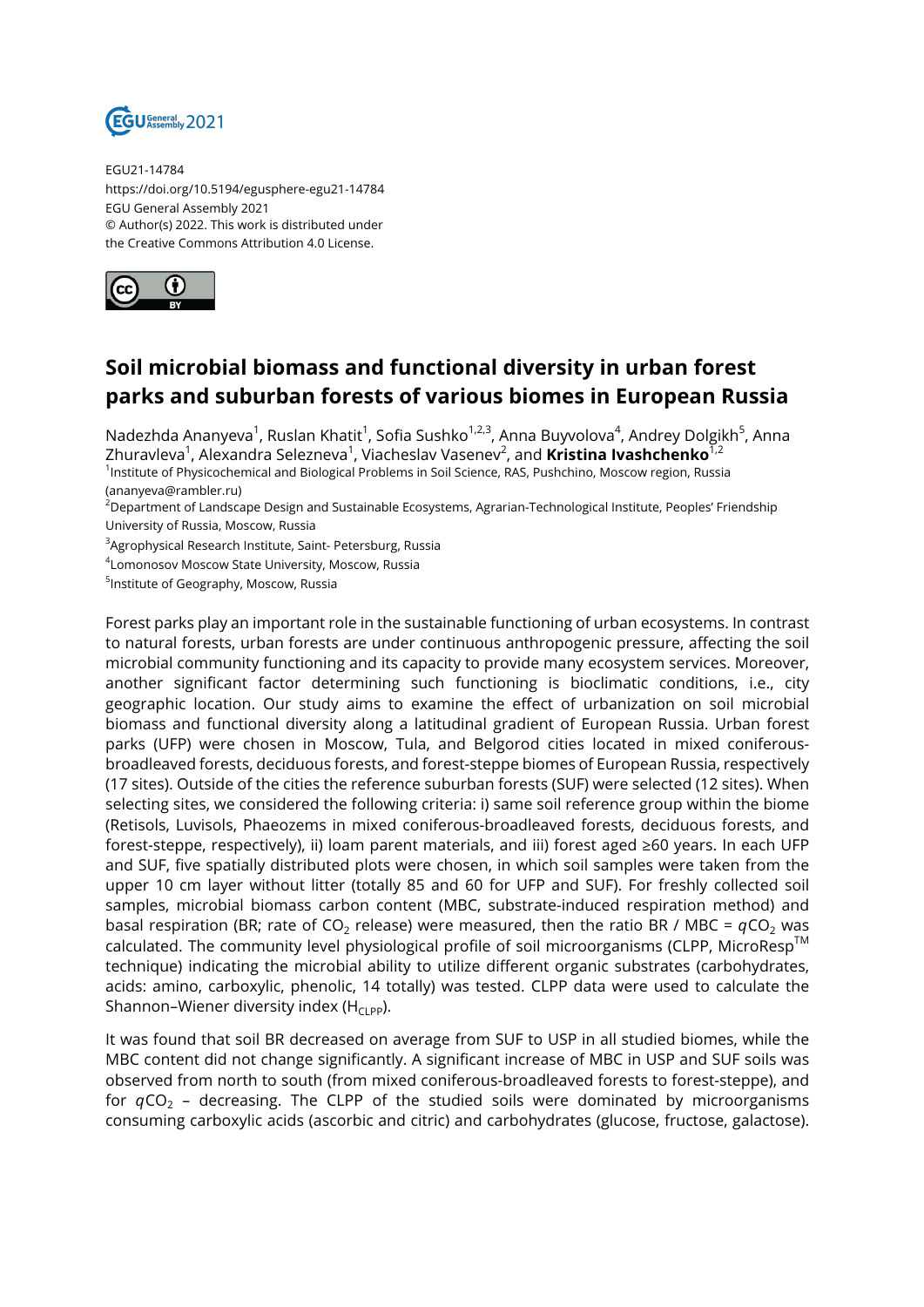EGU21-14784
https://doi.org/10.5194/egusphere-egu21-14784
EGU General Assembly 2021
© Author(s) 2022. This work is distributed under
the Creative Commons Attribution 4.0 License.

# Soil microbial biomass and functional diversity in urban forest parks and suburban forests of various biomes in European Russia

Nadezhda Ananyeva[1], Ruslan Khatit[1], Sofia Sushko[1,2,3], Anna Buyvolova[4], Andrey Dolgikh[5], Anna Zhuravleva[1], Alexandra Selezneva[1], Viacheslav Vasenev[2], and **Kristina Ivashchenko**[1,2]

[1]Institute of Physicochemical and Biological Problems in Soil Science, RAS, Pushchino, Moscow region, Russia (ananyeva@rambler.ru)

[2]Department of Landscape Design and Sustainable Ecosystems, Agrarian-Technological Institute, Peoples' Friendship University of Russia, Moscow, Russia

[3]Agrophysical Research Institute, Saint- Petersburg, Russia

[4]Lomonosov Moscow State University, Moscow, Russia

[5]Institute of Geography, Moscow, Russia

Forest parks play an important role in the sustainable functioning of urban ecosystems. In contrast to natural forests, urban forests are under continuous anthropogenic pressure, affecting the soil microbial community functioning and its capacity to provide many ecosystem services. Moreover, another significant factor determining such functioning is bioclimatic conditions, i.e., city geographic location. Our study aims to examine the effect of urbanization on soil microbial biomass and functional diversity along a latitudinal gradient of European Russia. Urban forest parks (UFP) were chosen in Moscow, Tula, and Belgorod cities located in mixed coniferous-broadleaved forests, deciduous forests, and forest-steppe biomes of European Russia, respectively (17 sites). Outside of the cities the reference suburban forests (SUF) were selected (12 sites). When selecting sites, we considered the following criteria: i) same soil reference group within the biome (Retisols, Luvisols, Phaeozems in mixed coniferous-broadleaved forests, deciduous forests, and forest-steppe, respectively), ii) loam parent materials, and iii) forest aged ≥60 years. In each UFP and SUF, five spatially distributed plots were chosen, in which soil samples were taken from the upper 10 cm layer without litter (totally 85 and 60 for UFP and SUF). For freshly collected soil samples, microbial biomass carbon content (MBC, substrate-induced respiration method) and basal respiration (BR; rate of $CO_2$ release) were measured, then the ratio BR / MBC = $qCO_2$ was calculated. The community level physiological profile of soil microorganisms (CLPP, MicroResp™ technique) indicating the microbial ability to utilize different organic substrates (carbohydrates, acids: amino, carboxylic, phenolic, 14 totally) was tested. CLPP data were used to calculate the Shannon–Wiener diversity index ($H_{CLPP}$).

It was found that soil BR decreased on average from SUF to USP in all studied biomes, while the MBC content did not change significantly. A significant increase of MBC in USP and SUF soils was observed from north to south (from mixed coniferous-broadleaved forests to forest-steppe), and for $qCO_2$ – decreasing. The CLPP of the studied soils were dominated by microorganisms consuming carboxylic acids (ascorbic and citric) and carbohydrates (glucose, fructose, galactose).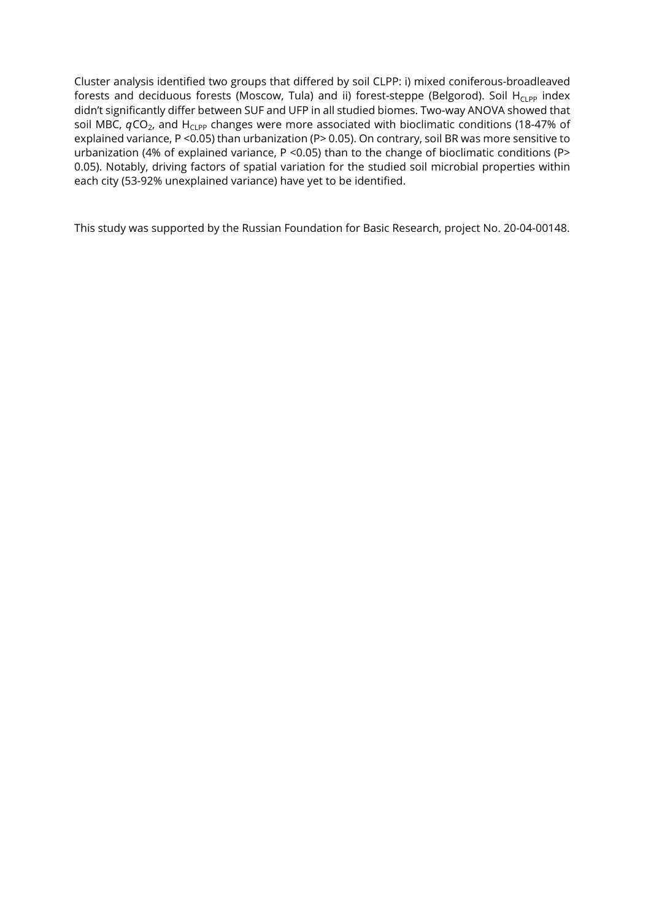Cluster analysis identified two groups that differed by soil CLPP: i) mixed coniferous-broadleaved forests and deciduous forests (Moscow, Tula) and ii) forest-steppe (Belgorod). Soil $H_{CLPP}$ index didn't significantly differ between SUF and UFP in all studied biomes. Two-way ANOVA showed that soil MBC, $q\text{CO}_2$, and $H_{CLPP}$ changes were more associated with bioclimatic conditions (18-47% of explained variance, $P < 0.05$) than urbanization ($P > 0.05$). On contrary, soil BR was more sensitive to urbanization (4% of explained variance, $P < 0.05$) than to the change of bioclimatic conditions ($P > 0.05$). Notably, driving factors of spatial variation for the studied soil microbial properties within each city (53-92% unexplained variance) have yet to be identified.

This study was supported by the Russian Foundation for Basic Research, project No. 20-04-00148.